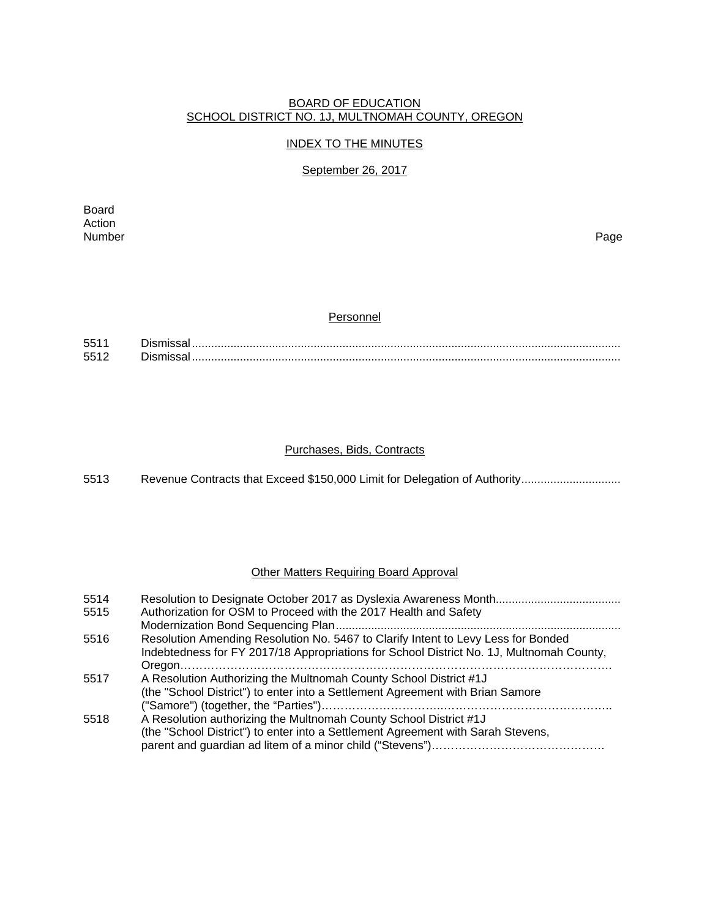BOARD OF EDUCATION
SCHOOL DISTRICT NO. 1J, MULTNOMAH COUNTY, OREGON

INDEX TO THE MINUTES

September 26, 2017

| Board Action Number | | Page |
|---|---|---|

## Personnel

| | | |
|---|---|---|
| 5511 | Dismissal | |
| 5512 | Dismissal | |

## Purchases, Bids, Contracts

| | | |
|---|---|---|
| 5513 | Revenue Contracts that Exceed $150,000 Limit for Delegation of Authority | |

## Other Matters Requiring Board Approval

| | | |
|---|---|---|
| 5514 | Resolution to Designate October 2017 as Dyslexia Awareness Month | |
| 5515 | Authorization for OSM to Proceed with the 2017 Health and Safety Modernization Bond Sequencing Plan | |
| 5516 | Resolution Amending Resolution No. 5467 to Clarify Intent to Levy Less for Bonded Indebtedness for FY 2017/18 Appropriations for School District No. 1J, Multnomah County, Oregon | |
| 5517 | A Resolution Authorizing the Multnomah County School District #1J (the "School District") to enter into a Settlement Agreement with Brian Samore ("Samore") (together, the "Parties") | |
| 5518 | A Resolution authorizing the Multnomah County School District #1J (the "School District") to enter into a Settlement Agreement with Sarah Stevens, parent and guardian ad litem of a minor child ("Stevens") | |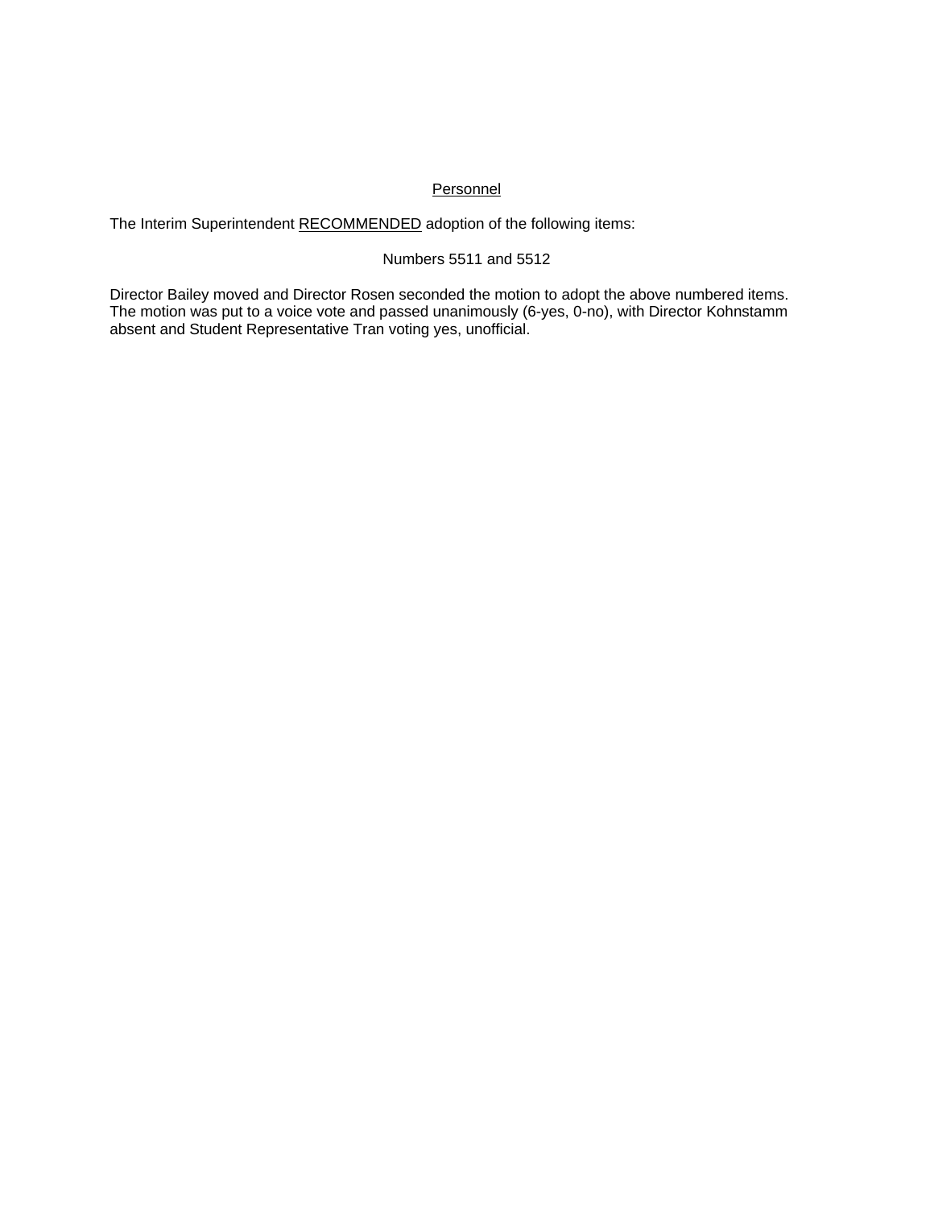<u>Personnel</u>

The Interim Superintendent <u>RECOMMENDED</u> adoption of the following items:

Numbers 5511 and 5512

Director Bailey moved and Director Rosen seconded the motion to adopt the above numbered items. The motion was put to a voice vote and passed unanimously (6-yes, 0-no), with Director Kohnstamm absent and Student Representative Tran voting yes, unofficial.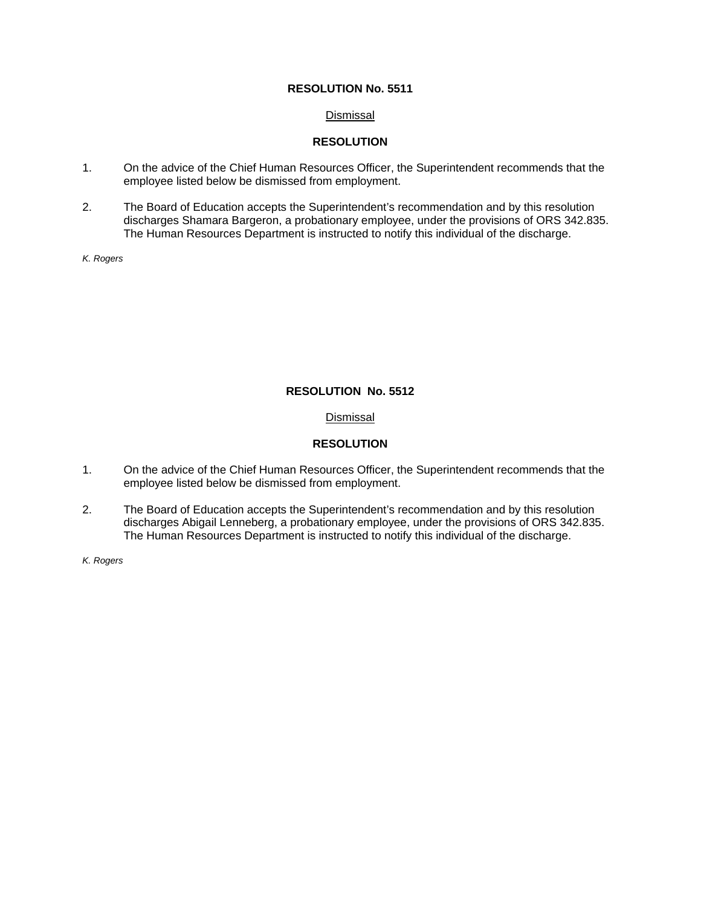**RESOLUTION No. 5511**

Dismissal

**RESOLUTION**

1. On the advice of the Chief Human Resources Officer, the Superintendent recommends that the employee listed below be dismissed from employment.

2. The Board of Education accepts the Superintendent's recommendation and by this resolution discharges Shamara Bargeron, a probationary employee, under the provisions of ORS 342.835. The Human Resources Department is instructed to notify this individual of the discharge.

*K. Rogers*

**RESOLUTION No. 5512**

Dismissal

**RESOLUTION**

1. On the advice of the Chief Human Resources Officer, the Superintendent recommends that the employee listed below be dismissed from employment.

2. The Board of Education accepts the Superintendent's recommendation and by this resolution discharges Abigail Lenneberg, a probationary employee, under the provisions of ORS 342.835. The Human Resources Department is instructed to notify this individual of the discharge.

*K. Rogers*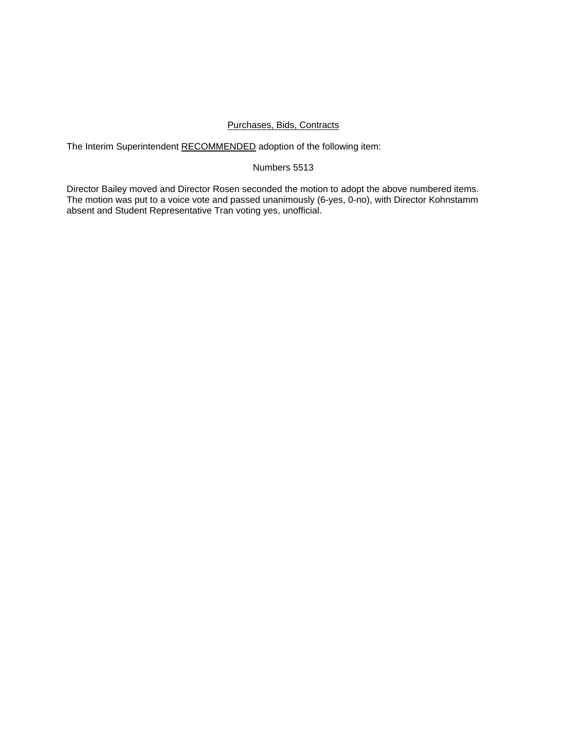## Purchases, Bids, Contracts

The Interim Superintendent RECOMMENDED adoption of the following item:

Numbers 5513

Director Bailey moved and Director Rosen seconded the motion to adopt the above numbered items. The motion was put to a voice vote and passed unanimously (6-yes, 0-no), with Director Kohnstamm absent and Student Representative Tran voting yes, unofficial.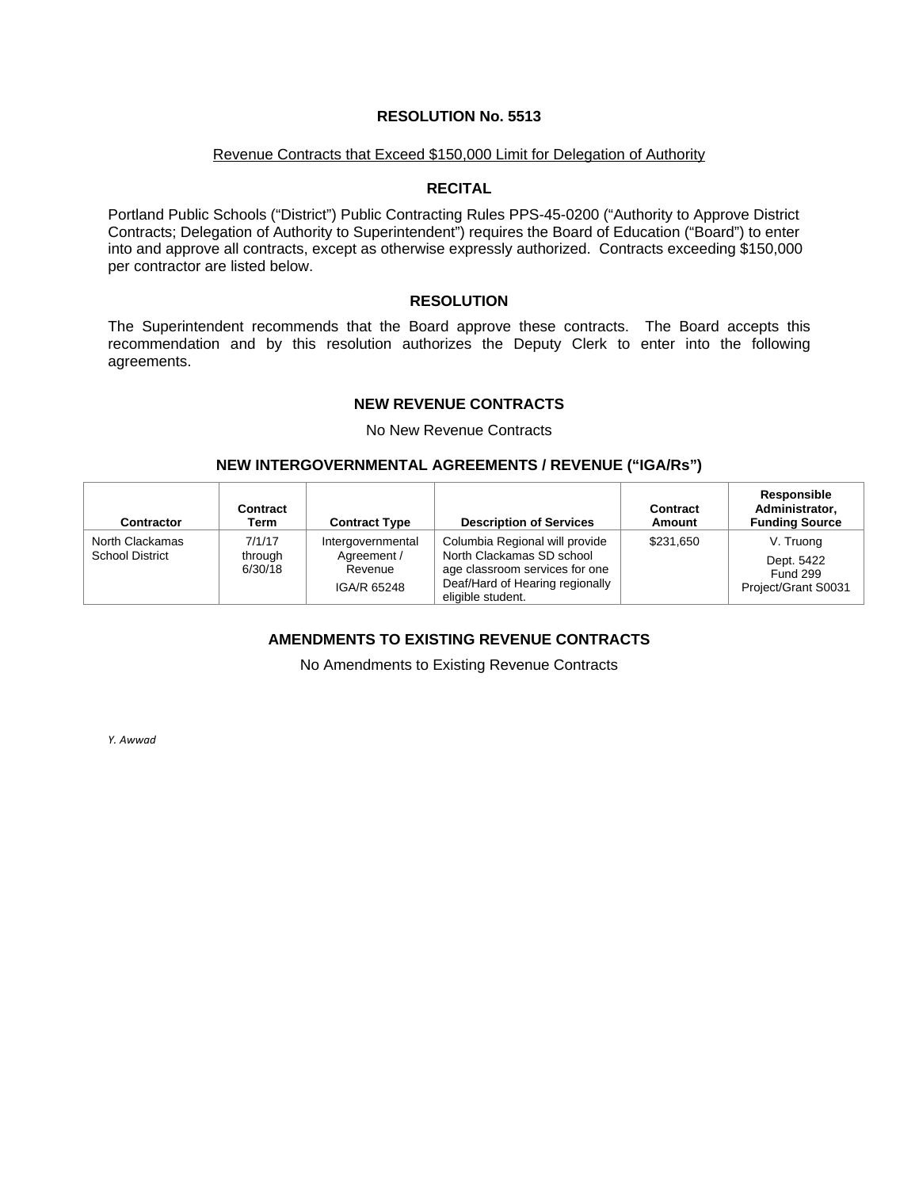# RESOLUTION No. 5513

Revenue Contracts that Exceed $150,000 Limit for Delegation of Authority

## RECITAL

Portland Public Schools ("District") Public Contracting Rules PPS-45-0200 ("Authority to Approve District Contracts; Delegation of Authority to Superintendent") requires the Board of Education ("Board") to enter into and approve all contracts, except as otherwise expressly authorized. Contracts exceeding $150,000 per contractor are listed below.

## RESOLUTION

The Superintendent recommends that the Board approve these contracts. The Board accepts this recommendation and by this resolution authorizes the Deputy Clerk to enter into the following agreements.

## NEW REVENUE CONTRACTS

No New Revenue Contracts

## NEW INTERGOVERNMENTAL AGREEMENTS / REVENUE ("IGA/Rs")

| Contractor | Contract Term | Contract Type | Description of Services | Contract Amount | Responsible Administrator, Funding Source |
|---|---|---|---|---|---|
| North Clackamas School District | 7/1/17 through 6/30/18 | Intergovernmental Agreement / Revenue IGA/R 65248 | Columbia Regional will provide North Clackamas SD school age classroom services for one Deaf/Hard of Hearing regionally eligible student. | $231,650 | V. Truong Dept. 5422 Fund 299 Project/Grant S0031 |

## AMENDMENTS TO EXISTING REVENUE CONTRACTS

No Amendments to Existing Revenue Contracts

*Y. Awwad*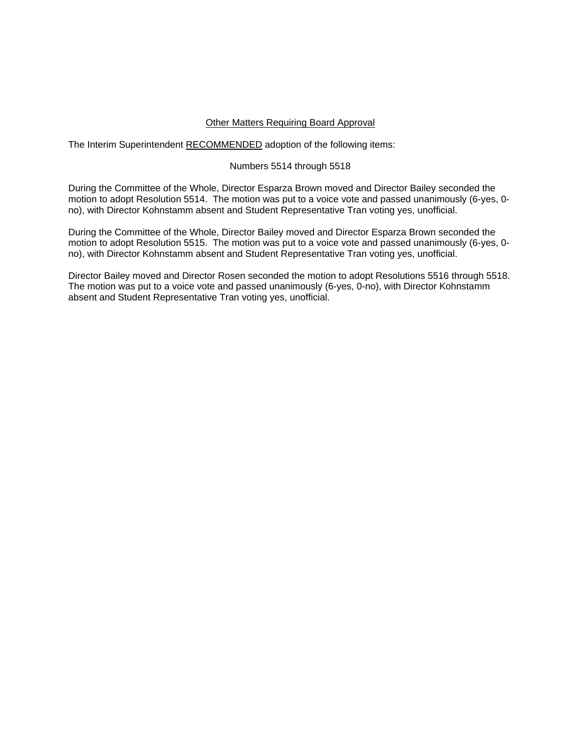<u>Other Matters Requiring Board Approval</u>

The Interim Superintendent <u>RECOMMENDED</u> adoption of the following items:

Numbers 5514 through 5518

During the Committee of the Whole, Director Esparza Brown moved and Director Bailey seconded the motion to adopt Resolution 5514. The motion was put to a voice vote and passed unanimously (6-yes, 0-no), with Director Kohnstamm absent and Student Representative Tran voting yes, unofficial.

During the Committee of the Whole, Director Bailey moved and Director Esparza Brown seconded the motion to adopt Resolution 5515. The motion was put to a voice vote and passed unanimously (6-yes, 0-no), with Director Kohnstamm absent and Student Representative Tran voting yes, unofficial.

Director Bailey moved and Director Rosen seconded the motion to adopt Resolutions 5516 through 5518. The motion was put to a voice vote and passed unanimously (6-yes, 0-no), with Director Kohnstamm absent and Student Representative Tran voting yes, unofficial.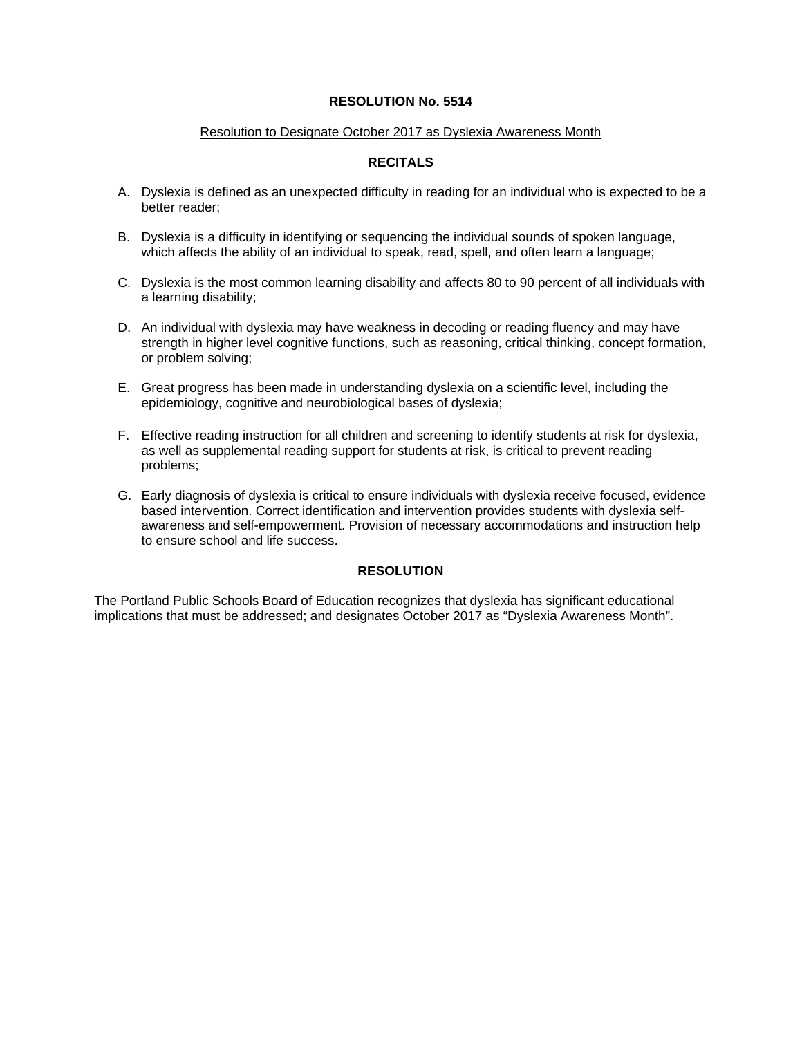# RESOLUTION No. 5514

Resolution to Designate October 2017 as Dyslexia Awareness Month

## RECITALS

A. Dyslexia is defined as an unexpected difficulty in reading for an individual who is expected to be a better reader;

B. Dyslexia is a difficulty in identifying or sequencing the individual sounds of spoken language, which affects the ability of an individual to speak, read, spell, and often learn a language;

C. Dyslexia is the most common learning disability and affects 80 to 90 percent of all individuals with a learning disability;

D. An individual with dyslexia may have weakness in decoding or reading fluency and may have strength in higher level cognitive functions, such as reasoning, critical thinking, concept formation, or problem solving;

E. Great progress has been made in understanding dyslexia on a scientific level, including the epidemiology, cognitive and neurobiological bases of dyslexia;

F. Effective reading instruction for all children and screening to identify students at risk for dyslexia, as well as supplemental reading support for students at risk, is critical to prevent reading problems;

G. Early diagnosis of dyslexia is critical to ensure individuals with dyslexia receive focused, evidence based intervention. Correct identification and intervention provides students with dyslexia self-awareness and self-empowerment. Provision of necessary accommodations and instruction help to ensure school and life success.

## RESOLUTION

The Portland Public Schools Board of Education recognizes that dyslexia has significant educational implications that must be addressed; and designates October 2017 as "Dyslexia Awareness Month".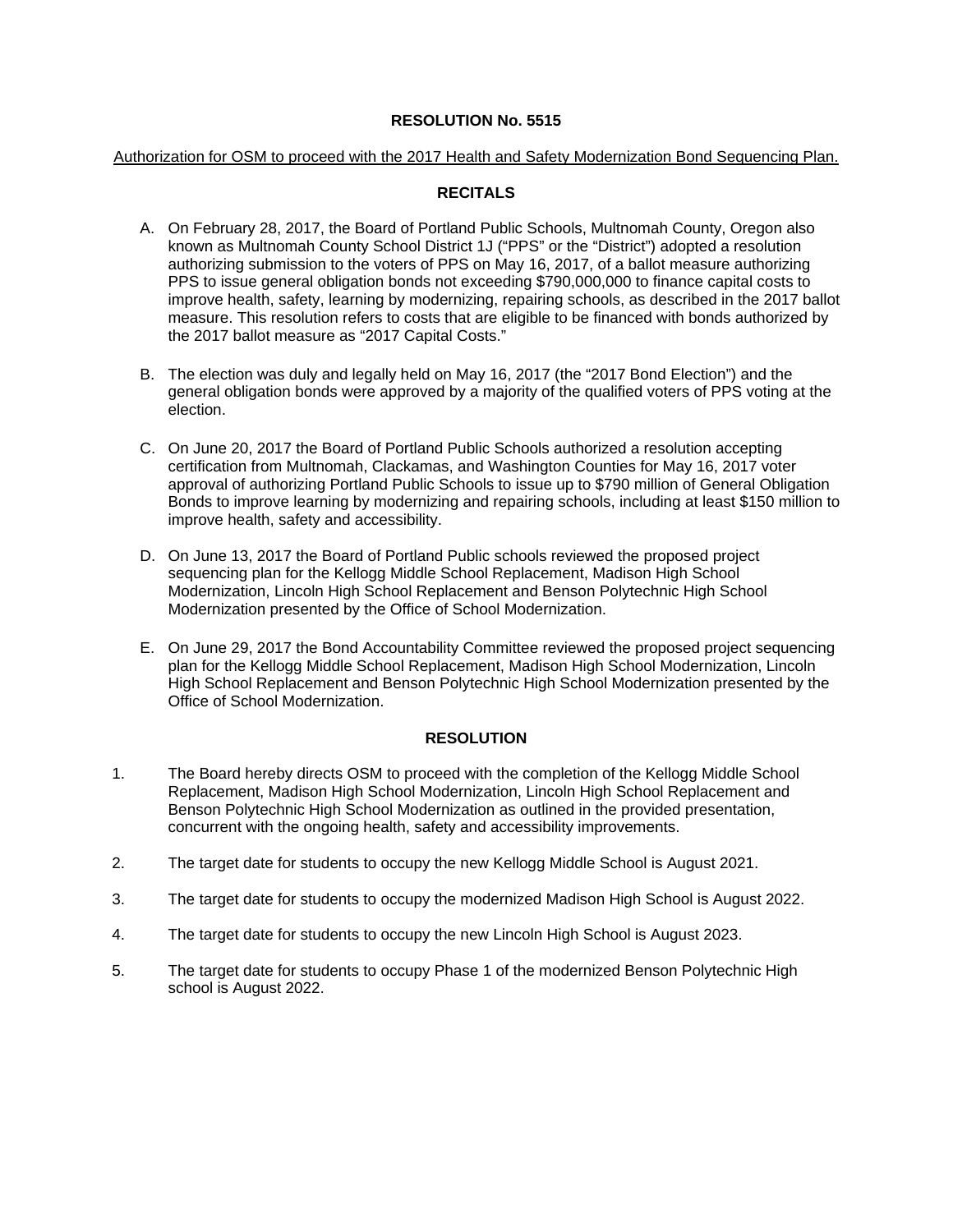**RESOLUTION No. 5515**

Authorization for OSM to proceed with the 2017 Health and Safety Modernization Bond Sequencing Plan.

**RECITALS**

A. On February 28, 2017, the Board of Portland Public Schools, Multnomah County, Oregon also known as Multnomah County School District 1J ("PPS" or the "District") adopted a resolution authorizing submission to the voters of PPS on May 16, 2017, of a ballot measure authorizing PPS to issue general obligation bonds not exceeding $790,000,000 to finance capital costs to improve health, safety, learning by modernizing, repairing schools, as described in the 2017 ballot measure. This resolution refers to costs that are eligible to be financed with bonds authorized by the 2017 ballot measure as "2017 Capital Costs."

B. The election was duly and legally held on May 16, 2017 (the "2017 Bond Election") and the general obligation bonds were approved by a majority of the qualified voters of PPS voting at the election.

C. On June 20, 2017 the Board of Portland Public Schools authorized a resolution accepting certification from Multnomah, Clackamas, and Washington Counties for May 16, 2017 voter approval of authorizing Portland Public Schools to issue up to $790 million of General Obligation Bonds to improve learning by modernizing and repairing schools, including at least $150 million to improve health, safety and accessibility.

D. On June 13, 2017 the Board of Portland Public schools reviewed the proposed project sequencing plan for the Kellogg Middle School Replacement, Madison High School Modernization, Lincoln High School Replacement and Benson Polytechnic High School Modernization presented by the Office of School Modernization.

E. On June 29, 2017 the Bond Accountability Committee reviewed the proposed project sequencing plan for the Kellogg Middle School Replacement, Madison High School Modernization, Lincoln High School Replacement and Benson Polytechnic High School Modernization presented by the Office of School Modernization.

**RESOLUTION**

1. The Board hereby directs OSM to proceed with the completion of the Kellogg Middle School Replacement, Madison High School Modernization, Lincoln High School Replacement and Benson Polytechnic High School Modernization as outlined in the provided presentation, concurrent with the ongoing health, safety and accessibility improvements.

2. The target date for students to occupy the new Kellogg Middle School is August 2021.

3. The target date for students to occupy the modernized Madison High School is August 2022.

4. The target date for students to occupy the new Lincoln High School is August 2023.

5. The target date for students to occupy Phase 1 of the modernized Benson Polytechnic High school is August 2022.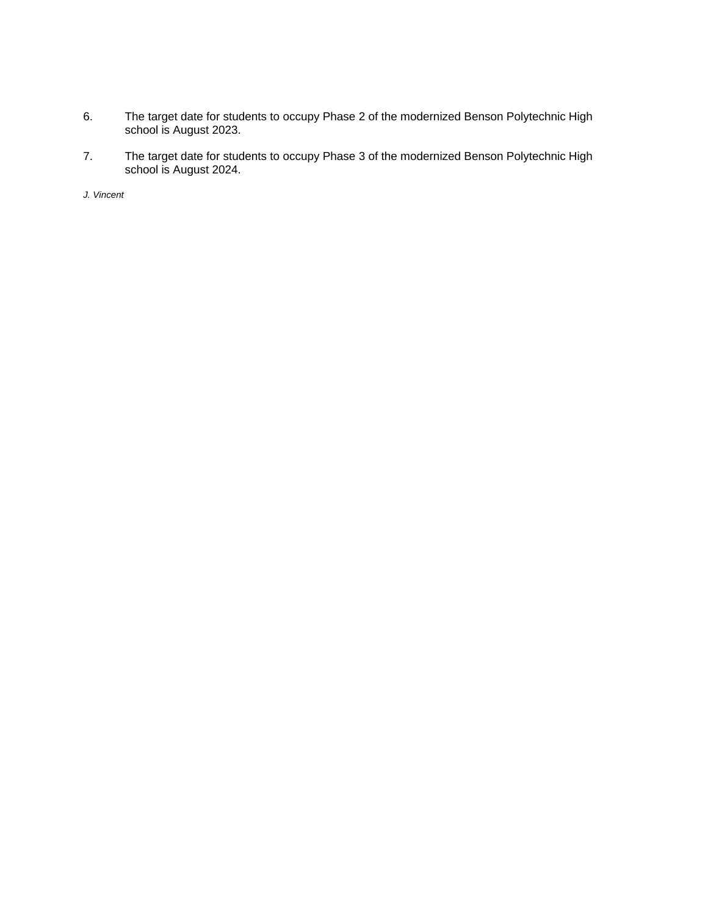6. The target date for students to occupy Phase 2 of the modernized Benson Polytechnic High school is August 2023.

7. The target date for students to occupy Phase 3 of the modernized Benson Polytechnic High school is August 2024.

*J. Vincent*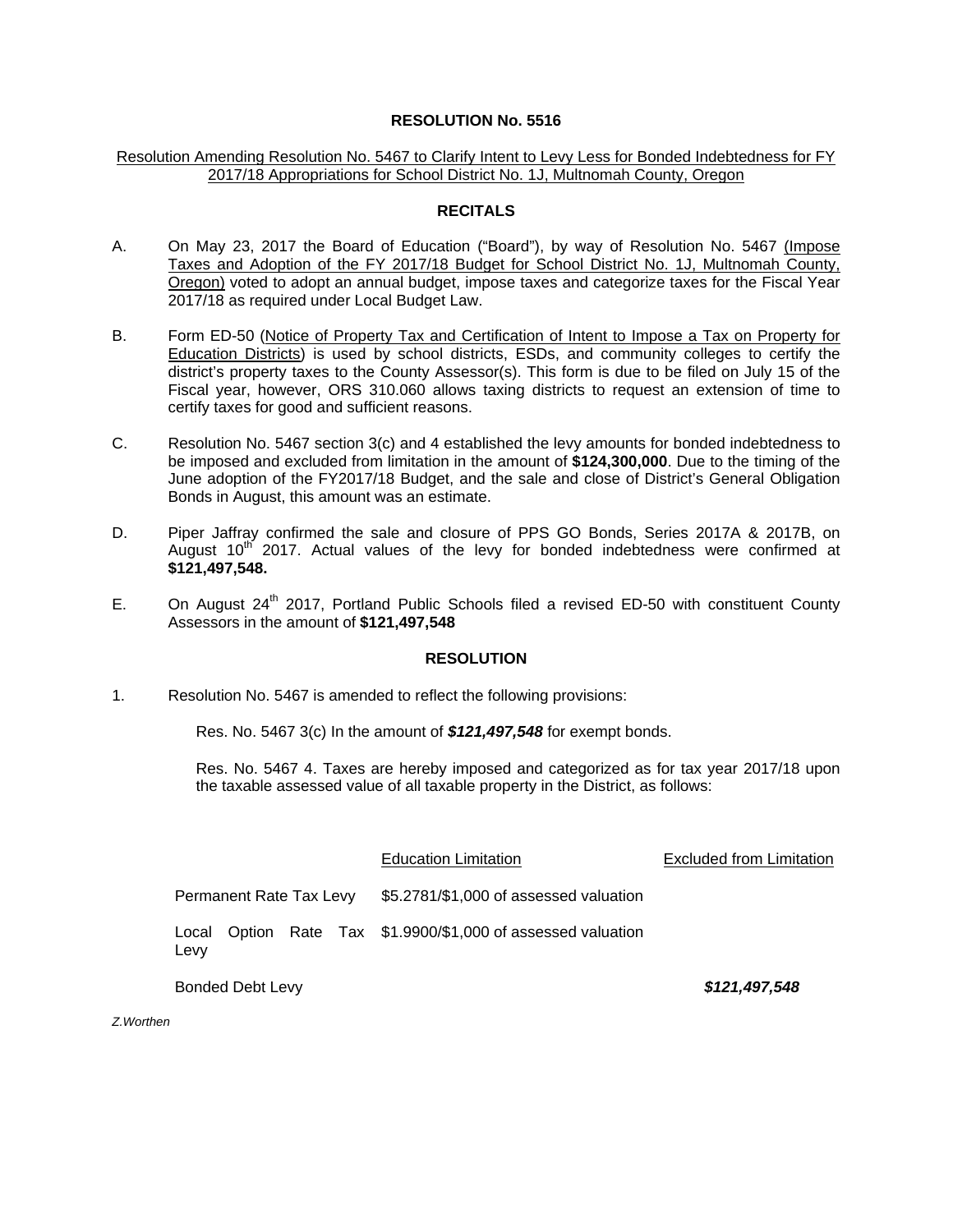# RESOLUTION No. 5516

Resolution Amending Resolution No. 5467 to Clarify Intent to Levy Less for Bonded Indebtedness for FY 2017/18 Appropriations for School District No. 1J, Multnomah County, Oregon

## RECITALS

A. On May 23, 2017 the Board of Education ("Board"), by way of Resolution No. 5467 (Impose Taxes and Adoption of the FY 2017/18 Budget for School District No. 1J, Multnomah County, Oregon) voted to adopt an annual budget, impose taxes and categorize taxes for the Fiscal Year 2017/18 as required under Local Budget Law.

B. Form ED-50 (Notice of Property Tax and Certification of Intent to Impose a Tax on Property for Education Districts) is used by school districts, ESDs, and community colleges to certify the district's property taxes to the County Assessor(s). This form is due to be filed on July 15 of the Fiscal year, however, ORS 310.060 allows taxing districts to request an extension of time to certify taxes for good and sufficient reasons.

C. Resolution No. 5467 section 3(c) and 4 established the levy amounts for bonded indebtedness to be imposed and excluded from limitation in the amount of **$124,300,000**. Due to the timing of the June adoption of the FY2017/18 Budget, and the sale and close of District's General Obligation Bonds in August, this amount was an estimate.

D. Piper Jaffray confirmed the sale and closure of PPS GO Bonds, Series 2017A & 2017B, on August 10th 2017. Actual values of the levy for bonded indebtedness were confirmed at **$121,497,548.**

E. On August 24th 2017, Portland Public Schools filed a revised ED-50 with constituent County Assessors in the amount of **$121,497,548**

## RESOLUTION

1. Resolution No. 5467 is amended to reflect the following provisions:

   Res. No. 5467 3(c) In the amount of ***$121,497,548*** for exempt bonds.

   Res. No. 5467 4. Taxes are hereby imposed and categorized as for tax year 2017/18 upon the taxable assessed value of all taxable property in the District, as follows:

| | Education Limitation | Excluded from Limitation |
|---|---|---|
| Permanent Rate Tax Levy | $5.2781/$1,000 of assessed valuation | |
| Local Option Rate Tax Levy | $1.9900/$1,000 of assessed valuation | |
| Bonded Debt Levy | | ***$121,497,548*** |

*Z.Worthen*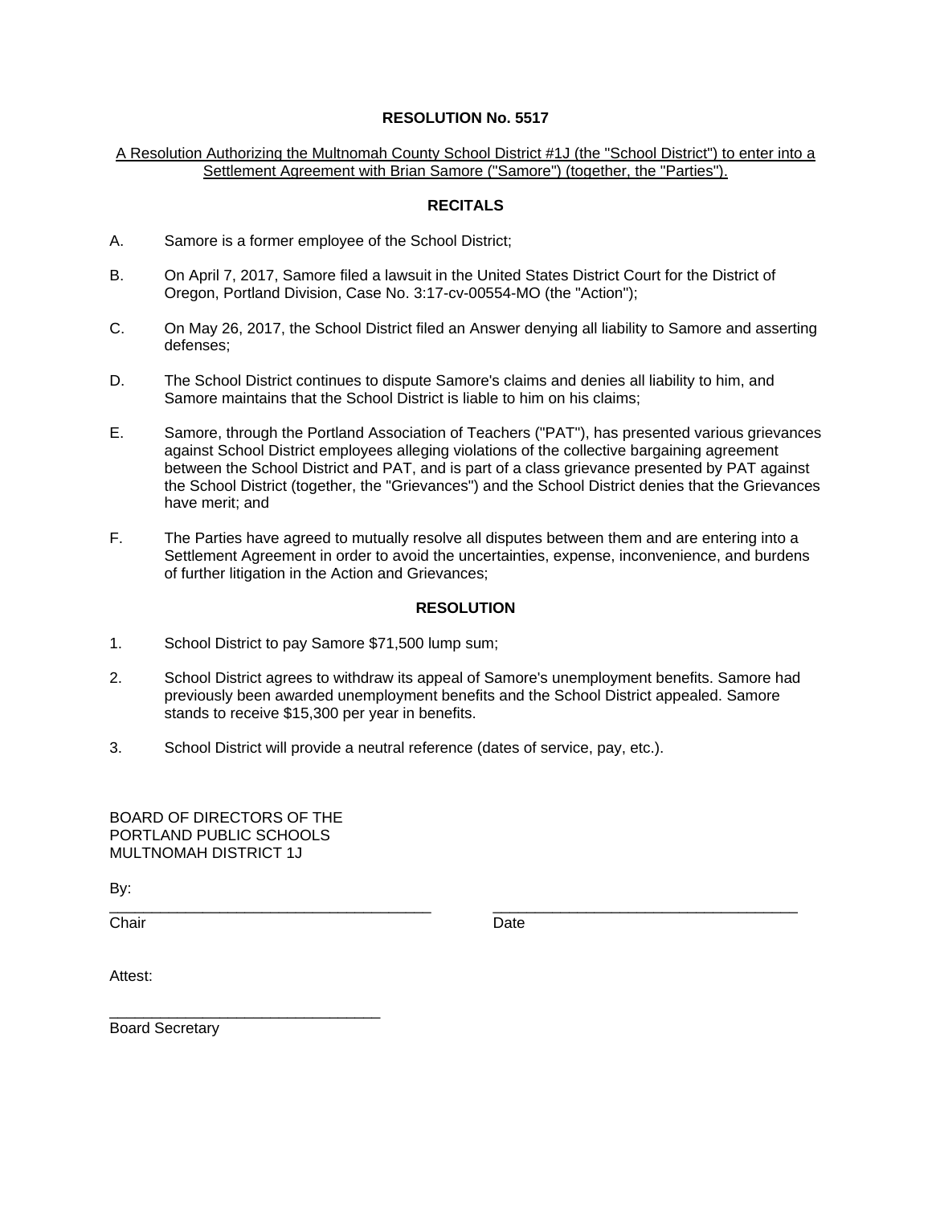**RESOLUTION No. 5517**

A Resolution Authorizing the Multnomah County School District #1J (the "School District") to enter into a Settlement Agreement with Brian Samore ("Samore") (together, the "Parties").

**RECITALS**

A. Samore is a former employee of the School District;

B. On April 7, 2017, Samore filed a lawsuit in the United States District Court for the District of Oregon, Portland Division, Case No. 3:17-cv-00554-MO (the "Action");

C. On May 26, 2017, the School District filed an Answer denying all liability to Samore and asserting defenses;

D. The School District continues to dispute Samore's claims and denies all liability to him, and Samore maintains that the School District is liable to him on his claims;

E. Samore, through the Portland Association of Teachers ("PAT"), has presented various grievances against School District employees alleging violations of the collective bargaining agreement between the School District and PAT, and is part of a class grievance presented by PAT against the School District (together, the "Grievances") and the School District denies that the Grievances have merit; and

F. The Parties have agreed to mutually resolve all disputes between them and are entering into a Settlement Agreement in order to avoid the uncertainties, expense, inconvenience, and burdens of further litigation in the Action and Grievances;

**RESOLUTION**

1. School District to pay Samore $71,500 lump sum;

2. School District agrees to withdraw its appeal of Samore's unemployment benefits. Samore had previously been awarded unemployment benefits and the School District appealed. Samore stands to receive $15,300 per year in benefits.

3. School District will provide a neutral reference (dates of service, pay, etc.).

BOARD OF DIRECTORS OF THE
PORTLAND PUBLIC SCHOOLS
MULTNOMAH DISTRICT 1J

By:

_______________________________________ _____________________________________
Chair Date

Attest:

_________________________________
Board Secretary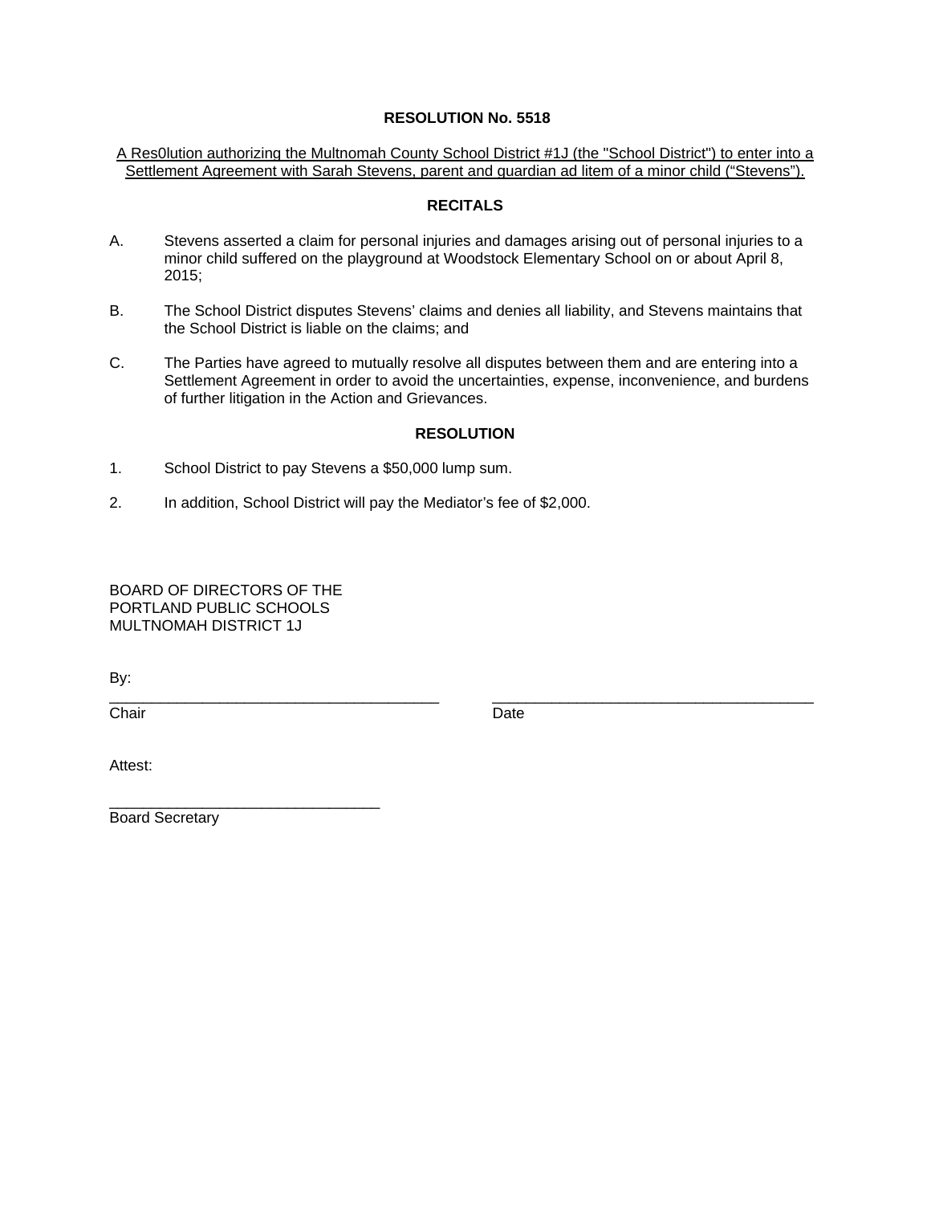**RESOLUTION No. 5518**

A Res0lution authorizing the Multnomah County School District #1J (the "School District") to enter into a Settlement Agreement with Sarah Stevens, parent and guardian ad litem of a minor child ("Stevens").

## RECITALS

A. Stevens asserted a claim for personal injuries and damages arising out of personal injuries to a minor child suffered on the playground at Woodstock Elementary School on or about April 8, 2015;

B. The School District disputes Stevens' claims and denies all liability, and Stevens maintains that the School District is liable on the claims; and

C. The Parties have agreed to mutually resolve all disputes between them and are entering into a Settlement Agreement in order to avoid the uncertainties, expense, inconvenience, and burdens of further litigation in the Action and Grievances.

## RESOLUTION

1. School District to pay Stevens a $50,000 lump sum.

2. In addition, School District will pay the Mediator's fee of $2,000.

BOARD OF DIRECTORS OF THE
PORTLAND PUBLIC SCHOOLS
MULTNOMAH DISTRICT 1J

By:

_________________________________________ _________________________________________
Chair Date

Attest:

_________________________________
Board Secretary